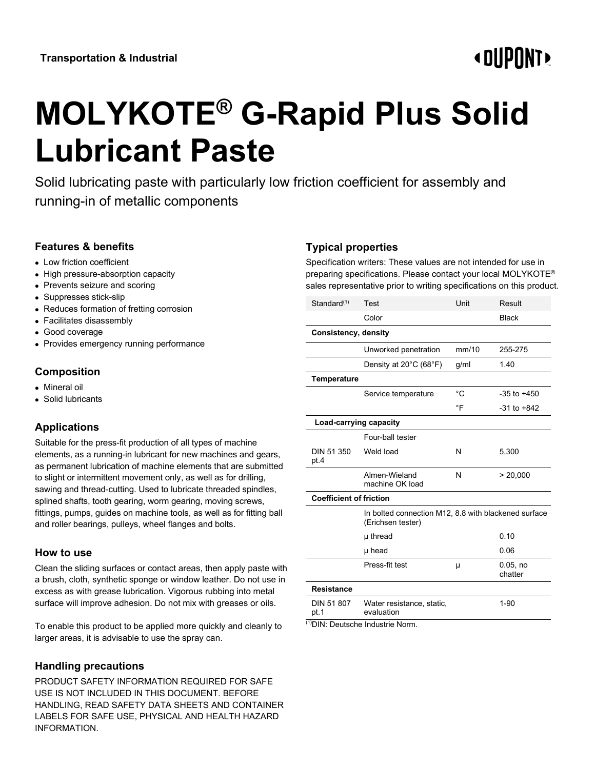Transportation & Industrial

# MOLYKOTE® G-Rapid Plus Solid Lubricant Paste

Solid lubricating paste with particularly low friction coefficient for assembly and running-in of metallic components

## Features & benefits

- Low friction coefficient
- High pressure-absorption capacity
- Prevents seizure and scoring
- Suppresses stick-slip
- Reduces formation of fretting corrosion
- Facilitates disassembly
- Good coverage
- Provides emergency running performance

## Composition

- Mineral oil
- Solid lubricants

## Applications

Suitable for the press-fit production of all types of machine elements, as a running-in lubricant for new machines and gears, as permanent lubrication of machine elements that are submitted to slight or intermittent movement only, as well as for drilling, sawing and thread-cutting. Used to lubricate threaded spindles, splined shafts, tooth gearing, worm gearing, moving screws, fittings, pumps, guides on machine tools, as well as for fitting ball and roller bearings, pulleys, wheel flanges and bolts.

## How to use

Clean the sliding surfaces or contact areas, then apply paste with a brush, cloth, synthetic sponge or window leather. Do not use in excess as with grease lubrication. Vigorous rubbing into metal surface will improve adhesion. Do not mix with greases or oils.

To enable this product to be applied more quickly and cleanly to larger areas, it is advisable to use the spray can.

## Handling precautions

PRODUCT SAFETY INFORMATION REQUIRED FOR SAFE USE IS NOT INCLUDED IN THIS DOCUMENT. BEFORE HANDLING, READ SAFETY DATA SHEETS AND CONTAINER LABELS FOR SAFE USE, PHYSICAL AND HEALTH HAZARD INFORMATION.

## Typical properties

Specification writers: These values are not intended for use in preparing specifications. Please contact your local MOLYKOTE® sales representative prior to writing specifications on this product.

| Standard[1] | Test | Unit | Result |
|---|---|---|---|
| | Color | | Black |
| **Consistency, density** | | | |
| | Unworked penetration | mm/10 | 255-275 |
| | Density at 20°C (68°F) | g/ml | 1.40 |
| **Temperature** | | | |
| | Service temperature | °C | -35 to +450 |
| | | °F | -31 to +842 |
| **Load-carrying capacity** | | | |
| | Four-ball tester | | |
| DIN 51 350 pt.4 | Weld load | N | 5,300 |
| | Almen-Wieland machine OK load | N | > 20,000 |
| **Coefficient of friction** | | | |
| | In bolted connection M12, 8.8 with blackened surface (Erichsen tester) | | |
| | μ thread | | 0.10 |
| | μ head | | 0.06 |
| | Press-fit test | μ | 0.05, no chatter |
| **Resistance** | | | |
| DIN 51 807 pt.1 | Water resistance, static, evaluation | | 1-90 |

[1]DIN: Deutsche Industrie Norm.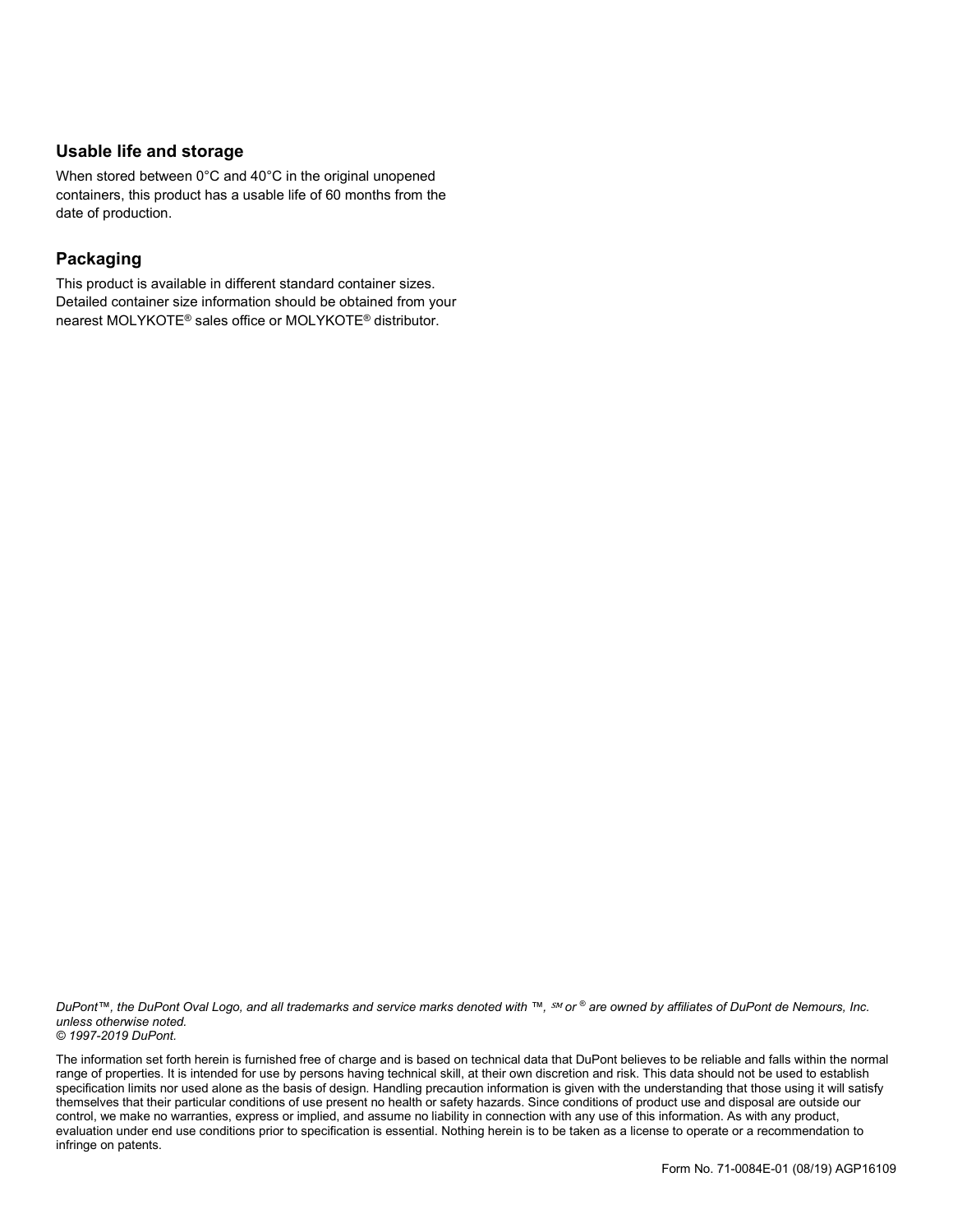## Usable life and storage

When stored between 0°C and 40°C in the original unopened containers, this product has a usable life of 60 months from the date of production.

## Packaging

This product is available in different standard container sizes. Detailed container size information should be obtained from your nearest MOLYKOTE® sales office or MOLYKOTE® distributor.

*DuPont™, the DuPont Oval Logo, and all trademarks and service marks denoted with ™, ℠ or ® are owned by affiliates of DuPont de Nemours, Inc. unless otherwise noted.*
*© 1997-2019 DuPont.*

The information set forth herein is furnished free of charge and is based on technical data that DuPont believes to be reliable and falls within the normal range of properties. It is intended for use by persons having technical skill, at their own discretion and risk. This data should not be used to establish specification limits nor used alone as the basis of design. Handling precaution information is given with the understanding that those using it will satisfy themselves that their particular conditions of use present no health or safety hazards. Since conditions of product use and disposal are outside our control, we make no warranties, express or implied, and assume no liability in connection with any use of this information. As with any product, evaluation under end use conditions prior to specification is essential. Nothing herein is to be taken as a license to operate or a recommendation to infringe on patents.

Form No. 71-0084E-01 (08/19) AGP16109